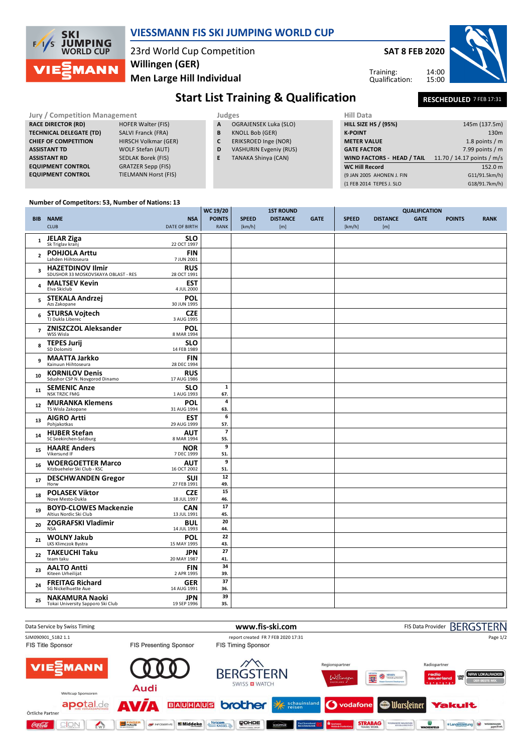# VIESSMANN FIS SKI JUMPING WORLD CUP

23rd World Cup Competition
**Willingen (GER)**
**Men Large Hill Individual**

**SAT 8 FEB 2020**

Training: 14:00
Qualification: 15:00

## Start List Training & Qualification

**RESCHEDULED** 7 FEB 17:31

**Jury / Competition Management**

| | |
|---|---|
| RACE DIRECTOR (RD) | HOFER Walter (FIS) |
| TECHNICAL DELEGATE (TD) | SALVI Franck (FRA) |
| CHIEF OF COMPETITION | HIRSCH Volkmar (GER) |
| ASSISTANT TD | WOLF Stefan (AUT) |
| ASSISTANT RD | SEDLAK Borek (FIS) |
| EQUIPMENT CONTROL | GRATZER Sepp (FIS) |
| EQUIPMENT CONTROL | TIELMANN Horst (FIS) |

**Judges**

| | |
|---|---|
| A | OGRAJENSEK Luka (SLO) |
| B | KNOLL Bob (GER) |
| C | ERIKSROED Inge (NOR) |
| D | VASHURIN Evgeniy (RUS) |
| E | TANAKA Shinya (CAN) |

**Hill Data**

| | |
|---|---|
| HILL SIZE HS / (95%) | 145m (137.5m) |
| K-POINT | 130m |
| METER VALUE | 1.8 points / m |
| GATE FACTOR | 7.99 points / m |
| WIND FACTORS - HEAD / TAIL | 11.70 / 14.17 points / m/s |
| WC Hill Record | 152.0 m |
| (9 JAN 2005 AHONEN J. FIN | G11/91.5km/h) |
| (1 FEB 2014 TEPES J. SLO | G18/91.7km/h) |

Number of Competitors: 53, Number of Nations: 13

| BIB | NAME / CLUB | NSA / DATE OF BIRTH | WC 19/20 POINTS / RANK | 1ST ROUND SPEED [km/h] | 1ST ROUND DISTANCE [m] | 1ST ROUND GATE | QUALIFICATION SPEED [km/h] | QUALIFICATION DISTANCE [m] | QUALIFICATION GATE | QUALIFICATION POINTS | QUALIFICATION RANK |
|---|---|---|---|---|---|---|---|---|---|---|---|
| 1 | JELAR Ziga / Sk Triglav kranj | SLO / 22 OCT 1997 | | | | | | | | | |
| 2 | POHJOLA Arttu / Lahden Hiihtoseura | FIN / 7 JUN 2001 | | | | | | | | | |
| 3 | HAZETDINOV Ilmir / SDUSHOR 33 MOSKOVSKAYA OBLAST - RES | RUS / 28 OCT 1991 | | | | | | | | | |
| 4 | MALTSEV Kevin / Elva Skiclub | EST / 4 JUL 2000 | | | | | | | | | |
| 5 | STEKALA Andrzej / Azs Zakopane | POL / 30 JUN 1995 | | | | | | | | | |
| 6 | STURSA Vojtech / TJ Dukla Liberec | CZE / 3 AUG 1995 | | | | | | | | | |
| 7 | ZNISZCZOL Aleksander / WSS Wisla | POL / 8 MAR 1994 | | | | | | | | | |
| 8 | TEPES Jurij / SD Dolomiti | SLO / 14 FEB 1989 | | | | | | | | | |
| 9 | MAATTA Jarkko / Kainuun Hiihtoseura | FIN / 28 DEC 1994 | | | | | | | | | |
| 10 | KORNILOV Denis / Sdushor CSP N. Novgorod Dinamo | RUS / 17 AUG 1986 | | | | | | | | | |
| 11 | SEMENIC Anze / NSK TRZIC FMG | SLO / 1 AUG 1993 | 1 / 67. | | | | | | | | |
| 12 | MURANKA Klemens / TS Wisla Zakopane | POL / 31 AUG 1994 | 4 / 63. | | | | | | | | |
| 13 | AIGRO Artti / Pohjakotkas | EST / 29 AUG 1999 | 6 / 57. | | | | | | | | |
| 14 | HUBER Stefan / SC Seekirchen-Salzburg | AUT / 8 MAR 1994 | 7 / 55. | | | | | | | | |
| 15 | HAARE Anders / Vikersund IF | NOR / 7 DEC 1999 | 9 / 51. | | | | | | | | |
| 16 | WOERGOETTER Marco / Kitzbueheler Ski Club - KSC | AUT / 16 OCT 2002 | 9 / 51. | | | | | | | | |
| 17 | DESCHWANDEN Gregor / Horw | SUI / 27 FEB 1991 | 12 / 49. | | | | | | | | |
| 18 | POLASEK Viktor / Nove Mesto-Dukla | CZE / 18 JUL 1997 | 15 / 46. | | | | | | | | |
| 19 | BOYD-CLOWES Mackenzie / Altius Nordic Ski Club | CAN / 13 JUL 1991 | 17 / 45. | | | | | | | | |
| 20 | ZOGRAFSKI Vladimir / NSA | BUL / 14 JUL 1993 | 20 / 44. | | | | | | | | |
| 21 | WOLNY Jakub / LKS Klimczok Bystra | POL / 15 MAY 1995 | 22 / 43. | | | | | | | | |
| 22 | TAKEUCHI Taku / team taku | JPN / 20 MAY 1987 | 27 / 41. | | | | | | | | |
| 23 | AALTO Antti / Kiteen Urheilijat | FIN / 2 APR 1995 | 34 / 39. | | | | | | | | |
| 24 | FREITAG Richard / SG Nickelhuette Aue | GER / 14 AUG 1991 | 37 / 36. | | | | | | | | |
| 25 | NAKAMURA Naoki / Tokai University Sapporo Ski Club | JPN / 19 SEP 1996 | 39 / 35. | | | | | | | | |

Data Service by Swiss Timing — www.fis-ski.com — FIS Data Provider BERGSTERN

SJM090901_51B2 1.1 — report created FR 7 FEB 2020 17:31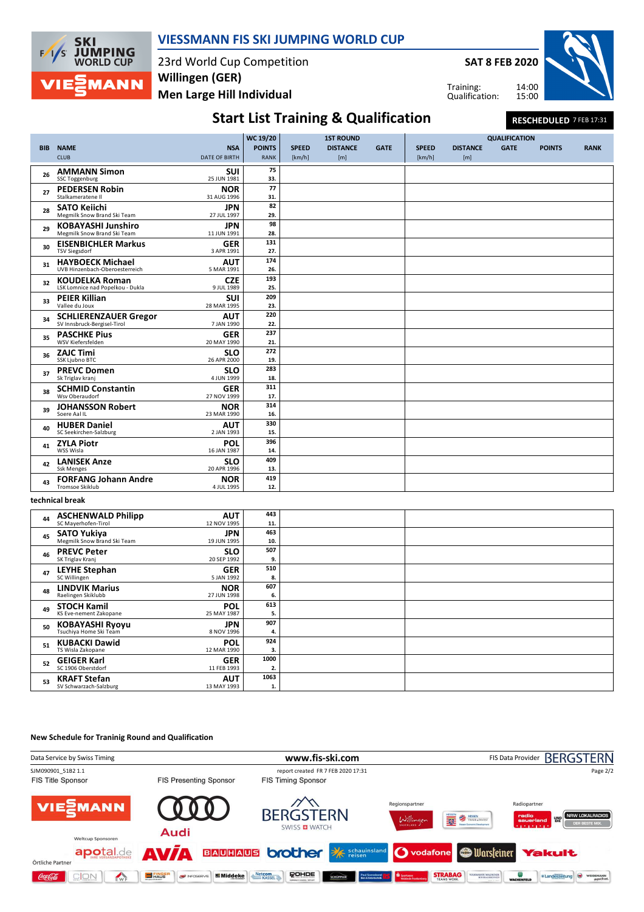# VIESSMANN FIS SKI JUMPING WORLD CUP

23rd World Cup Competition
**Willingen (GER)**
**Men Large Hill Individual**

**SAT 8 FEB 2020**

Training: 14:00
Qualification: 15:00

## Start List Training & Qualification

**RESCHEDULED** 7 FEB 17:31

| BIB | NAME / CLUB | NSA / DATE OF BIRTH | WC 19/20 POINTS / RANK | 1ST ROUND SPEED [km/h] | 1ST ROUND DISTANCE [m] | 1ST ROUND GATE | QUALIFICATION SPEED [km/h] | QUALIFICATION DISTANCE [m] | QUALIFICATION GATE | QUALIFICATION POINTS | QUALIFICATION RANK |
|---|---|---|---|---|---|---|---|---|---|---|---|
| 26 | **AMMANN Simon** SSC Toggenburg | SUI 25 JUN 1981 | 75 33. | | | | | | | | |
| 27 | **PEDERSEN Robin** Stalkameratene Il | NOR 31 AUG 1996 | 77 31. | | | | | | | | |
| 28 | **SATO Keiichi** Megmilk Snow Brand Ski Team | JPN 27 JUL 1997 | 82 29. | | | | | | | | |
| 29 | **KOBAYASHI Junshiro** Megmilk Snow Brand Ski Team | JPN 11 JUN 1991 | 98 28. | | | | | | | | |
| 30 | **EISENBICHLER Markus** TSV Siegsdorf | GER 3 APR 1991 | 131 27. | | | | | | | | |
| 31 | **HAYBOECK Michael** UVB Hinzenbach-Oberoesterreich | AUT 5 MAR 1991 | 174 26. | | | | | | | | |
| 32 | **KOUDELKA Roman** LSK Lomnice nad Popelkou - Dukla | CZE 9 JUL 1989 | 193 25. | | | | | | | | |
| 33 | **PEIER Killian** Vallee du Joux | SUI 28 MAR 1995 | 209 23. | | | | | | | | |
| 34 | **SCHLIERENZAUER Gregor** SV Innsbruck-Bergisel-Tirol | AUT 7 JAN 1990 | 220 22. | | | | | | | | |
| 35 | **PASCHKE Pius** WSV Kiefersfelden | GER 20 MAY 1990 | 237 21. | | | | | | | | |
| 36 | **ZAJC Timi** SSK Ljubno BTC | SLO 26 APR 2000 | 272 19. | | | | | | | | |
| 37 | **PREVC Domen** Sk Triglav kranj | SLO 4 JUN 1999 | 283 18. | | | | | | | | |
| 38 | **SCHMID Constantin** Wsv Oberaudorf | GER 27 NOV 1999 | 311 17. | | | | | | | | |
| 39 | **JOHANSSON Robert** Soere Aal IL | NOR 23 MAR 1990 | 314 16. | | | | | | | | |
| 40 | **HUBER Daniel** SC Seekirchen-Salzburg | AUT 2 JAN 1993 | 330 15. | | | | | | | | |
| 41 | **ZYLA Piotr** WSS Wisla | POL 16 JAN 1987 | 396 14. | | | | | | | | |
| 42 | **LANISEK Anze** Ssk Menges | SLO 20 APR 1996 | 409 13. | | | | | | | | |
| 43 | **FORFANG Johann Andre** Tromsoe Skiklub | NOR 4 JUL 1995 | 419 12. | | | | | | | | |
| | **technical break** | | | | | | | | | | |
| 44 | **ASCHENWALD Philipp** SC Mayerhofen-Tirol | AUT 12 NOV 1995 | 443 11. | | | | | | | | |
| 45 | **SATO Yukiya** Megmilk Snow Brand Ski Team | JPN 19 JUN 1995 | 463 10. | | | | | | | | |
| 46 | **PREVC Peter** SK Triglav Kranj | SLO 20 SEP 1992 | 507 9. | | | | | | | | |
| 47 | **LEYHE Stephan** SC Willingen | GER 5 JAN 1992 | 510 8. | | | | | | | | |
| 48 | **LINDVIK Marius** Raelingen Skiklubb | NOR 27 JUN 1998 | 607 6. | | | | | | | | |
| 49 | **STOCH Kamil** KS Eve-nement Zakopane | POL 25 MAY 1987 | 613 5. | | | | | | | | |
| 50 | **KOBAYASHI Ryoyu** Tsuchiya Home Ski Team | JPN 8 NOV 1996 | 907 4. | | | | | | | | |
| 51 | **KUBACKI Dawid** TS Wisla Zakopane | POL 12 MAR 1990 | 924 3. | | | | | | | | |
| 52 | **GEIGER Karl** SC 1906 Oberstdorf | GER 11 FEB 1993 | 1000 2. | | | | | | | | |
| 53 | **KRAFT Stefan** SV Schwarzach-Salzburg | AUT 13 MAY 1993 | 1063 1. | | | | | | | | |

**New Schedule for Traninig Round and Qualification**

Data Service by Swiss Timing — www.fis-ski.com — FIS Data Provider BERGSTERN

SJM090901_51B2 1.1 — report created FR 7 FEB 2020 17:31